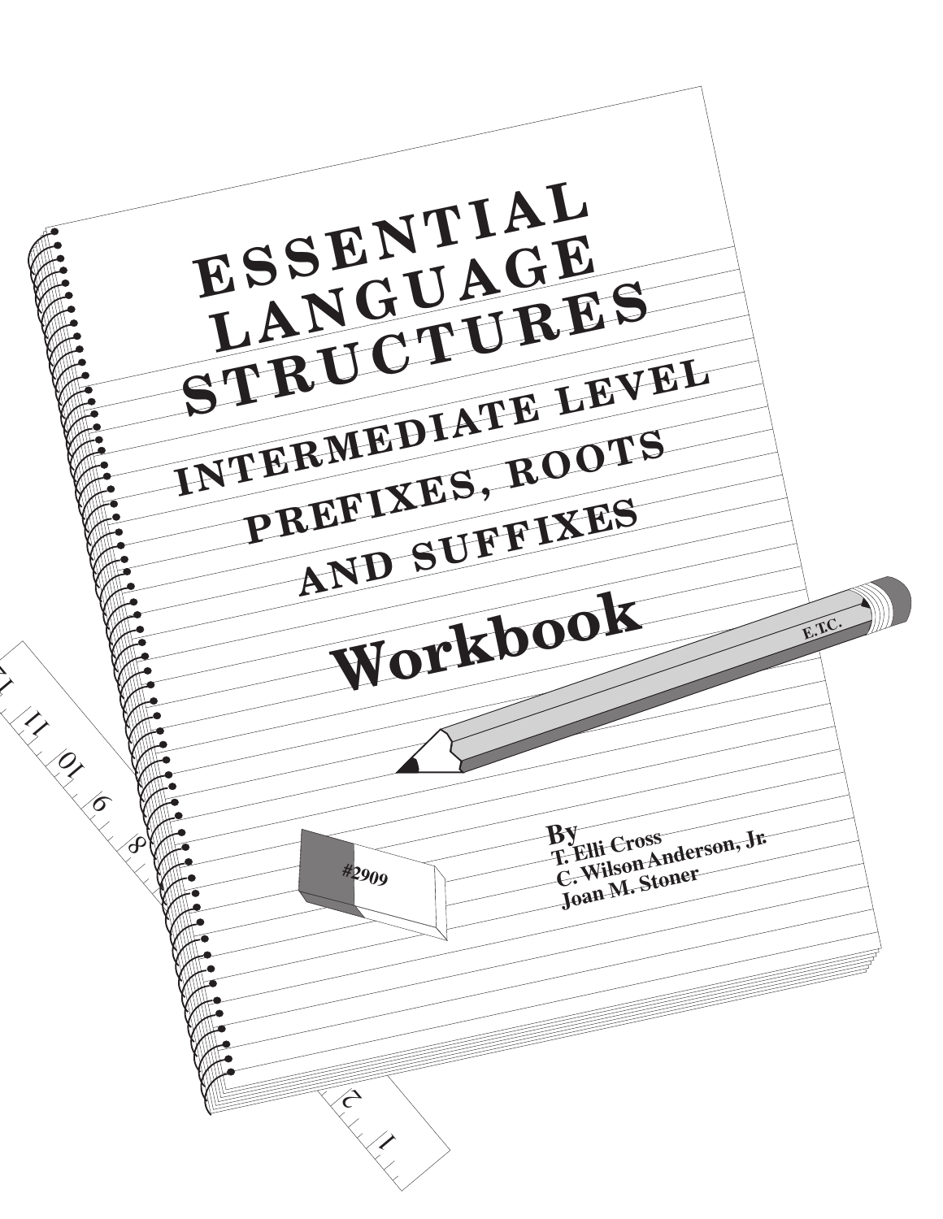# ESSENTIAL LANGUAGE STRUCTURES

## INTERMEDIATE LEVEL

## PREFIXES, ROOTS AND SUFFIXES

# Workbook

By
T. Elli Cross
C. Wilson Anderson, Jr.
Joan M. Stoner

#2909

E.T.C.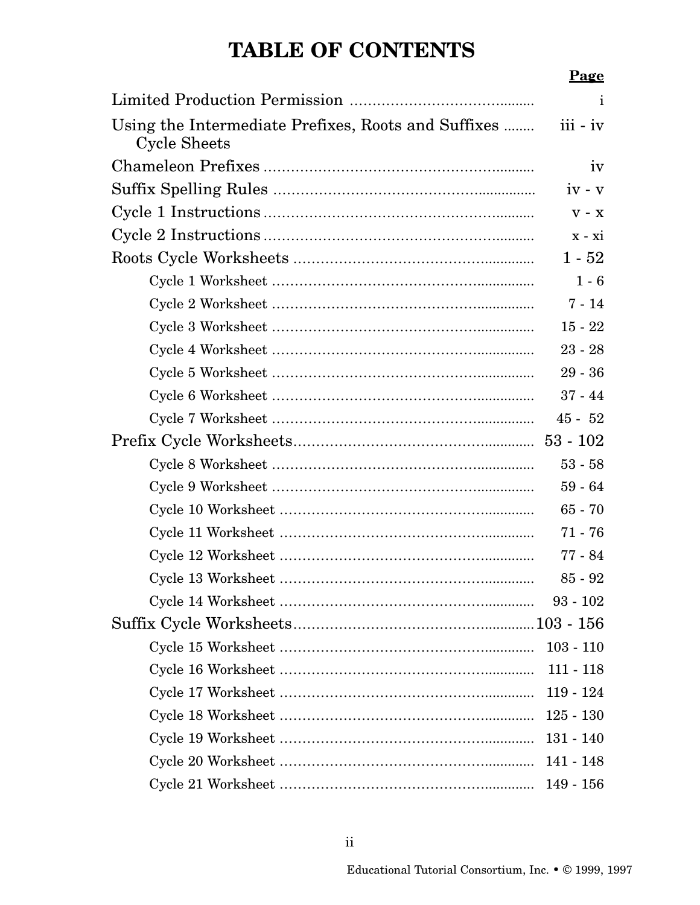# TABLE OF CONTENTS

| | Page |
|---|---|
| Limited Production Permission | i |
| Using the Intermediate Prefixes, Roots and Suffixes Cycle Sheets | iii - iv |
| Chameleon Prefixes | iv |
| Suffix Spelling Rules | iv - v |
| Cycle 1 Instructions | v - x |
| Cycle 2 Instructions | x - xi |
| Roots Cycle Worksheets | 1 - 52 |
| Cycle 1 Worksheet | 1 - 6 |
| Cycle 2 Worksheet | 7 - 14 |
| Cycle 3 Worksheet | 15 - 22 |
| Cycle 4 Worksheet | 23 - 28 |
| Cycle 5 Worksheet | 29 - 36 |
| Cycle 6 Worksheet | 37 - 44 |
| Cycle 7 Worksheet | 45 - 52 |
| Prefix Cycle Worksheets | 53 - 102 |
| Cycle 8 Worksheet | 53 - 58 |
| Cycle 9 Worksheet | 59 - 64 |
| Cycle 10 Worksheet | 65 - 70 |
| Cycle 11 Worksheet | 71 - 76 |
| Cycle 12 Worksheet | 77 - 84 |
| Cycle 13 Worksheet | 85 - 92 |
| Cycle 14 Worksheet | 93 - 102 |
| Suffix Cycle Worksheets | 103 - 156 |
| Cycle 15 Worksheet | 103 - 110 |
| Cycle 16 Worksheet | 111 - 118 |
| Cycle 17 Worksheet | 119 - 124 |
| Cycle 18 Worksheet | 125 - 130 |
| Cycle 19 Worksheet | 131 - 140 |
| Cycle 20 Worksheet | 141 - 148 |
| Cycle 21 Worksheet | 149 - 156 |

Educational Tutorial Consortium, Inc. • © 1999, 1997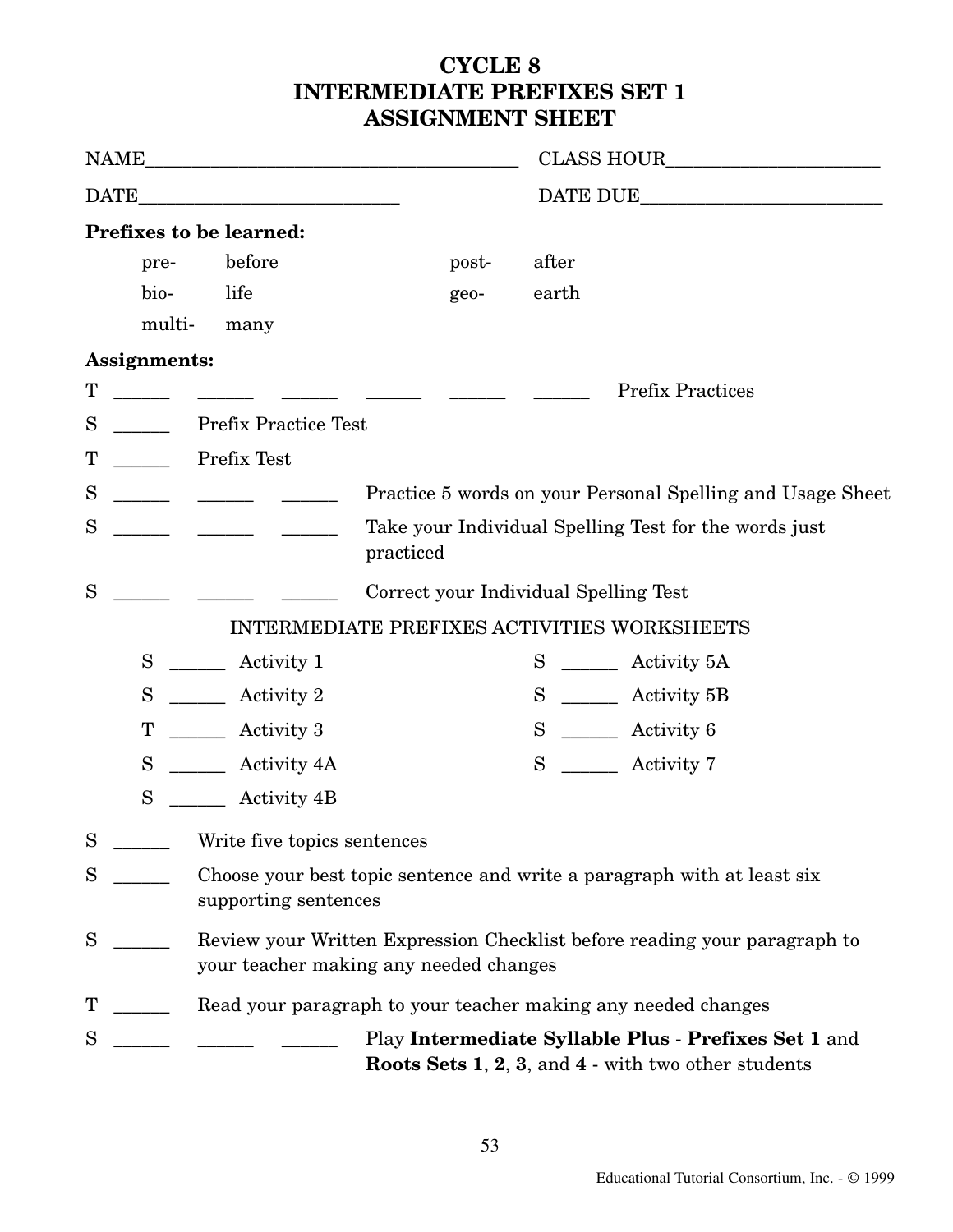# CYCLE 8
# INTERMEDIATE PREFIXES SET 1
# ASSIGNMENT SHEET

NAME______________________________________ CLASS HOUR_____________________

DATE__________________________ DATE DUE________________________

**Prefixes to be learned:**

| | | | |
|---|---|---|---|
| pre- | before | post- | after |
| bio- | life | geo- | earth |
| multi- | many | | |

**Assignments:**

T ______ ______ ______ ______ ______ ______ Prefix Practices

S ______ Prefix Practice Test

T ______ Prefix Test

S ______ ______ ______ Practice 5 words on your Personal Spelling and Usage Sheet

S ______ ______ ______ Take your Individual Spelling Test for the words just practiced

S ______ ______ ______ Correct your Individual Spelling Test

INTERMEDIATE PREFIXES ACTIVITIES WORKSHEETS

S ______ Activity 1

S ______ Activity 2

T ______ Activity 3

S ______ Activity 4A

S ______ Activity 4B

S ______ Activity 5A

S ______ Activity 5B

S ______ Activity 6

S ______ Activity 7

S ______ Write five topics sentences

S ______ Choose your best topic sentence and write a paragraph with at least six supporting sentences

S ______ Review your Written Expression Checklist before reading your paragraph to your teacher making any needed changes

T ______ Read your paragraph to your teacher making any needed changes

S ______ ______ ______ Play **Intermediate Syllable Plus** - **Prefixes Set 1** and **Roots Sets 1**, **2**, **3**, and **4** - with two other students

Educational Tutorial Consortium, Inc. - © 1999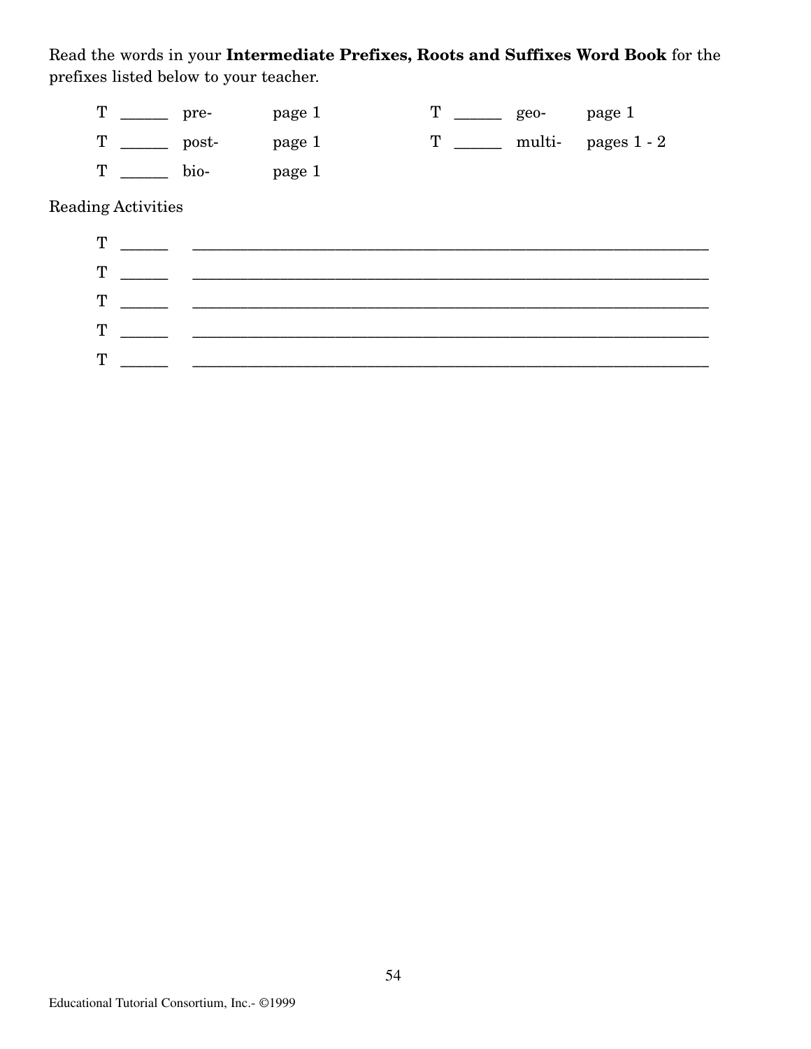Read the words in your **Intermediate Prefixes, Roots and Suffixes Word Book** for the prefixes listed below to your teacher.

| | | | | | | | |
|---|---|---|---|---|---|---|---|
| T | ______ | pre- | page 1 | T | ______ | geo- | page 1 |
| T | ______ | post- | page 1 | T | ______ | multi- | pages 1 - 2 |
| T | ______ | bio- | page 1 | | | | |

Reading Activities

T ______ ________________________________________________________________

T ______ ________________________________________________________________

T ______ ________________________________________________________________

T ______ ________________________________________________________________

T ______ ________________________________________________________________

Educational Tutorial Consortium, Inc.- ©1999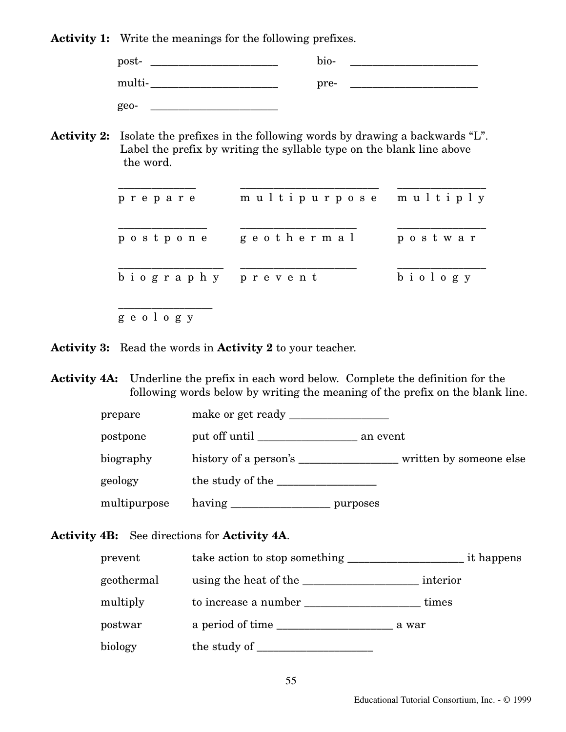**Activity 1:** Write the meanings for the following prefixes.

post- ______________________ bio- ______________________

multi- ______________________ pre- ______________________

geo- ______________________

**Activity 2:** Isolate the prefixes in the following words by drawing a backwards "L". Label the prefix by writing the syllable type on the blank line above the word.

| | | |
|---|---|---|
| ____________ | ______________________ | ______________ |
| p r e p a r e | m u l t i p u r p o s e | m u l t i p l y |
| ______________ | __________________ | ______________ |
| p o s t p o n e | g e o t h e r m a l | p o s t w a r |
| ________________ | __________________ | ______________ |
| b i o g r a p h y | p r e v e n t | b i o l o g y |
| ______________ | | |
| g e o l o g y | | |

**Activity 3:** Read the words in **Activity 2** to your teacher.

**Activity 4A:** Underline the prefix in each word below. Complete the definition for the following words below by writing the meaning of the prefix on the blank line.

| | |
|---|---|
| prepare | make or get ready ________________ |
| postpone | put off until ________________ an event |
| biography | history of a person's ________________ written by someone else |
| geology | the study of the ________________ |
| multipurpose | having ________________ purposes |

**Activity 4B:** See directions for **Activity 4A**.

| | |
|---|---|
| prevent | take action to stop something ____________________ it happens |
| geothermal | using the heat of the ____________________ interior |
| multiply | to increase a number ____________________ times |
| postwar | a period of time ____________________ a war |
| biology | the study of ____________________ |

Educational Tutorial Consortium, Inc. - © 1999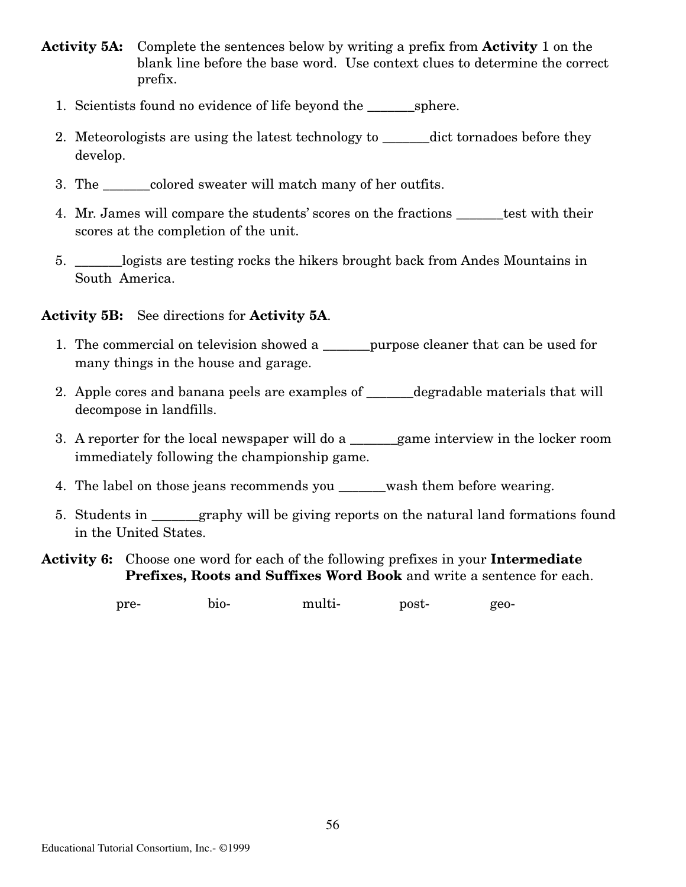**Activity 5A:** Complete the sentences below by writing a prefix from **Activity** 1 on the blank line before the base word. Use context clues to determine the correct prefix.

1. Scientists found no evidence of life beyond the _______sphere.
2. Meteorologists are using the latest technology to _______dict tornadoes before they develop.
3. The _______colored sweater will match many of her outfits.
4. Mr. James will compare the students' scores on the fractions _______test with their scores at the completion of the unit.
5. _______logists are testing rocks the hikers brought back from Andes Mountains in South America.

**Activity 5B:** See directions for **Activity 5A**.

1. The commercial on television showed a _______purpose cleaner that can be used for many things in the house and garage.
2. Apple cores and banana peels are examples of _______degradable materials that will decompose in landfills.
3. A reporter for the local newspaper will do a _______game interview in the locker room immediately following the championship game.
4. The label on those jeans recommends you _______wash them before wearing.
5. Students in _______graphy will be giving reports on the natural land formations found in the United States.

**Activity 6:** Choose one word for each of the following prefixes in your **Intermediate Prefixes, Roots and Suffixes Word Book** and write a sentence for each.

pre- bio- multi- post- geo-

Educational Tutorial Consortium, Inc.- ©1999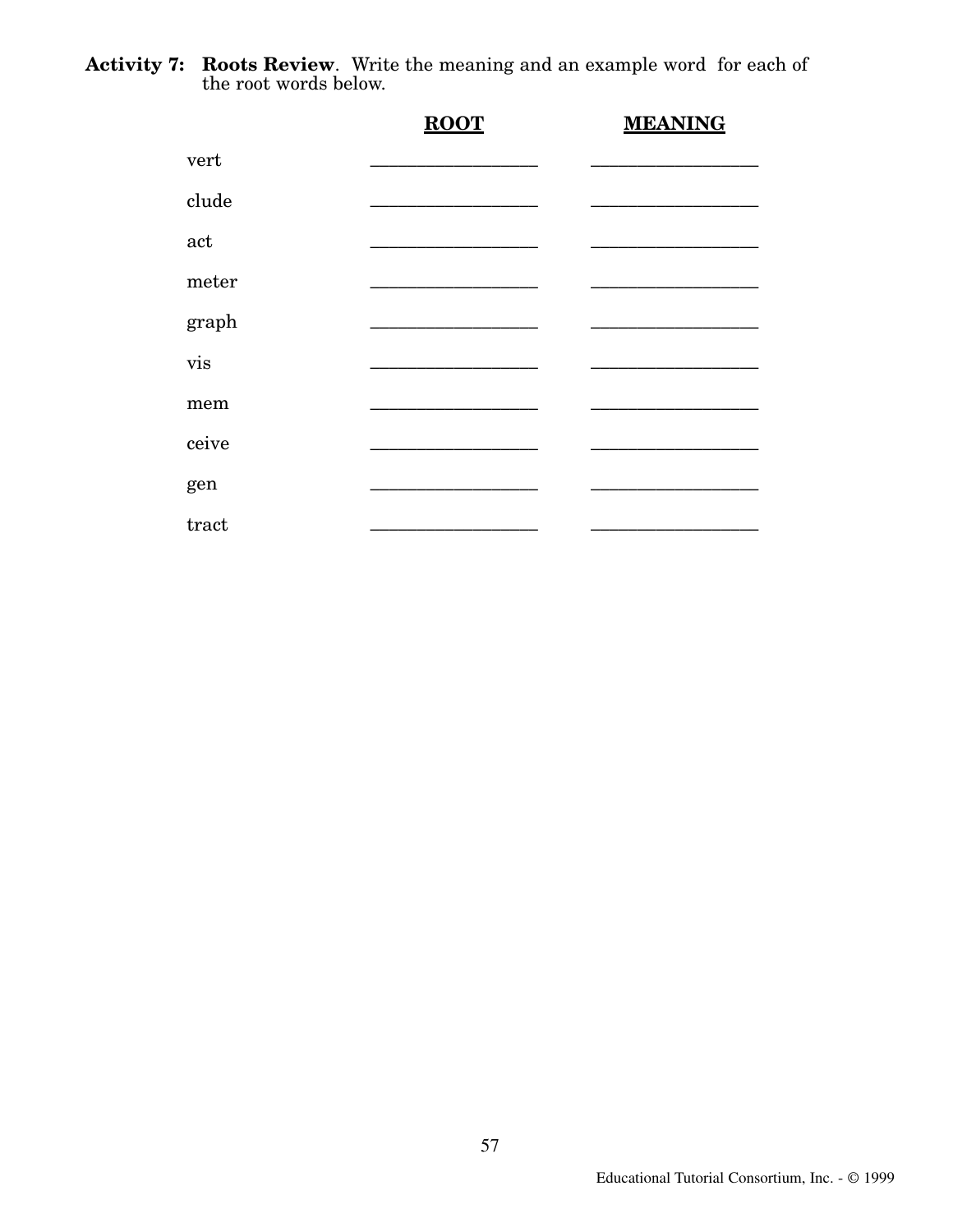**Activity 7: Roots Review**. Write the meaning and an example word for each of the root words below.

| | ROOT | MEANING |
|---|---|---|
| vert | ________________ | ________________ |
| clude | ________________ | ________________ |
| act | ________________ | ________________ |
| meter | ________________ | ________________ |
| graph | ________________ | ________________ |
| vis | ________________ | ________________ |
| mem | ________________ | ________________ |
| ceive | ________________ | ________________ |
| gen | ________________ | ________________ |
| tract | ________________ | ________________ |

Educational Tutorial Consortium, Inc. - © 1999